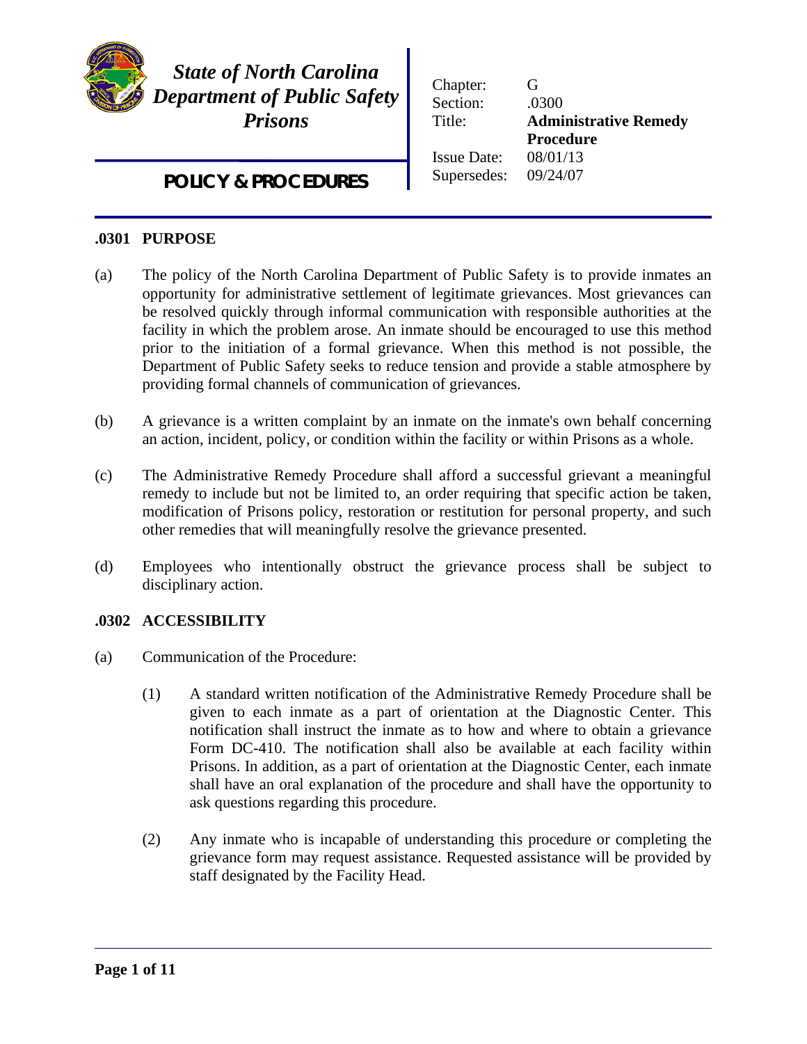***State of North Carolina***
***Department of Public Safety***
***Prisons***

**POLICY & PROCEDURES**

| | |
|---|---|
| Chapter: | G |
| Section: | .0300 |
| Title: | **Administrative Remedy Procedure** |
| Issue Date: | 08/01/13 |
| Supersedes: | 09/24/07 |

## .0301 PURPOSE

(a) The policy of the North Carolina Department of Public Safety is to provide inmates an opportunity for administrative settlement of legitimate grievances. Most grievances can be resolved quickly through informal communication with responsible authorities at the facility in which the problem arose. An inmate should be encouraged to use this method prior to the initiation of a formal grievance. When this method is not possible, the Department of Public Safety seeks to reduce tension and provide a stable atmosphere by providing formal channels of communication of grievances.

(b) A grievance is a written complaint by an inmate on the inmate's own behalf concerning an action, incident, policy, or condition within the facility or within Prisons as a whole.

(c) The Administrative Remedy Procedure shall afford a successful grievant a meaningful remedy to include but not be limited to, an order requiring that specific action be taken, modification of Prisons policy, restoration or restitution for personal property, and such other remedies that will meaningfully resolve the grievance presented.

(d) Employees who intentionally obstruct the grievance process shall be subject to disciplinary action.

## .0302 ACCESSIBILITY

(a) Communication of the Procedure:

(1) A standard written notification of the Administrative Remedy Procedure shall be given to each inmate as a part of orientation at the Diagnostic Center. This notification shall instruct the inmate as to how and where to obtain a grievance Form DC-410. The notification shall also be available at each facility within Prisons. In addition, as a part of orientation at the Diagnostic Center, each inmate shall have an oral explanation of the procedure and shall have the opportunity to ask questions regarding this procedure.

(2) Any inmate who is incapable of understanding this procedure or completing the grievance form may request assistance. Requested assistance will be provided by staff designated by the Facility Head.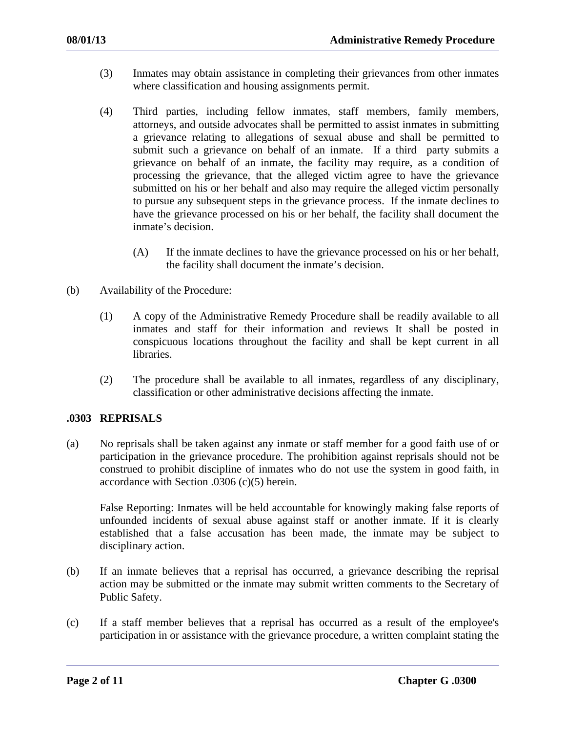(3) Inmates may obtain assistance in completing their grievances from other inmates where classification and housing assignments permit.

(4) Third parties, including fellow inmates, staff members, family members, attorneys, and outside advocates shall be permitted to assist inmates in submitting a grievance relating to allegations of sexual abuse and shall be permitted to submit such a grievance on behalf of an inmate. If a third party submits a grievance on behalf of an inmate, the facility may require, as a condition of processing the grievance, that the alleged victim agree to have the grievance submitted on his or her behalf and also may require the alleged victim personally to pursue any subsequent steps in the grievance process. If the inmate declines to have the grievance processed on his or her behalf, the facility shall document the inmate's decision.

(A) If the inmate declines to have the grievance processed on his or her behalf, the facility shall document the inmate's decision.

(b) Availability of the Procedure:

(1) A copy of the Administrative Remedy Procedure shall be readily available to all inmates and staff for their information and reviews It shall be posted in conspicuous locations throughout the facility and shall be kept current in all libraries.

(2) The procedure shall be available to all inmates, regardless of any disciplinary, classification or other administrative decisions affecting the inmate.

## .0303 REPRISALS

(a) No reprisals shall be taken against any inmate or staff member for a good faith use of or participation in the grievance procedure. The prohibition against reprisals should not be construed to prohibit discipline of inmates who do not use the system in good faith, in accordance with Section .0306 (c)(5) herein.

False Reporting: Inmates will be held accountable for knowingly making false reports of unfounded incidents of sexual abuse against staff or another inmate. If it is clearly established that a false accusation has been made, the inmate may be subject to disciplinary action.

(b) If an inmate believes that a reprisal has occurred, a grievance describing the reprisal action may be submitted or the inmate may submit written comments to the Secretary of Public Safety.

(c) If a staff member believes that a reprisal has occurred as a result of the employee's participation in or assistance with the grievance procedure, a written complaint stating the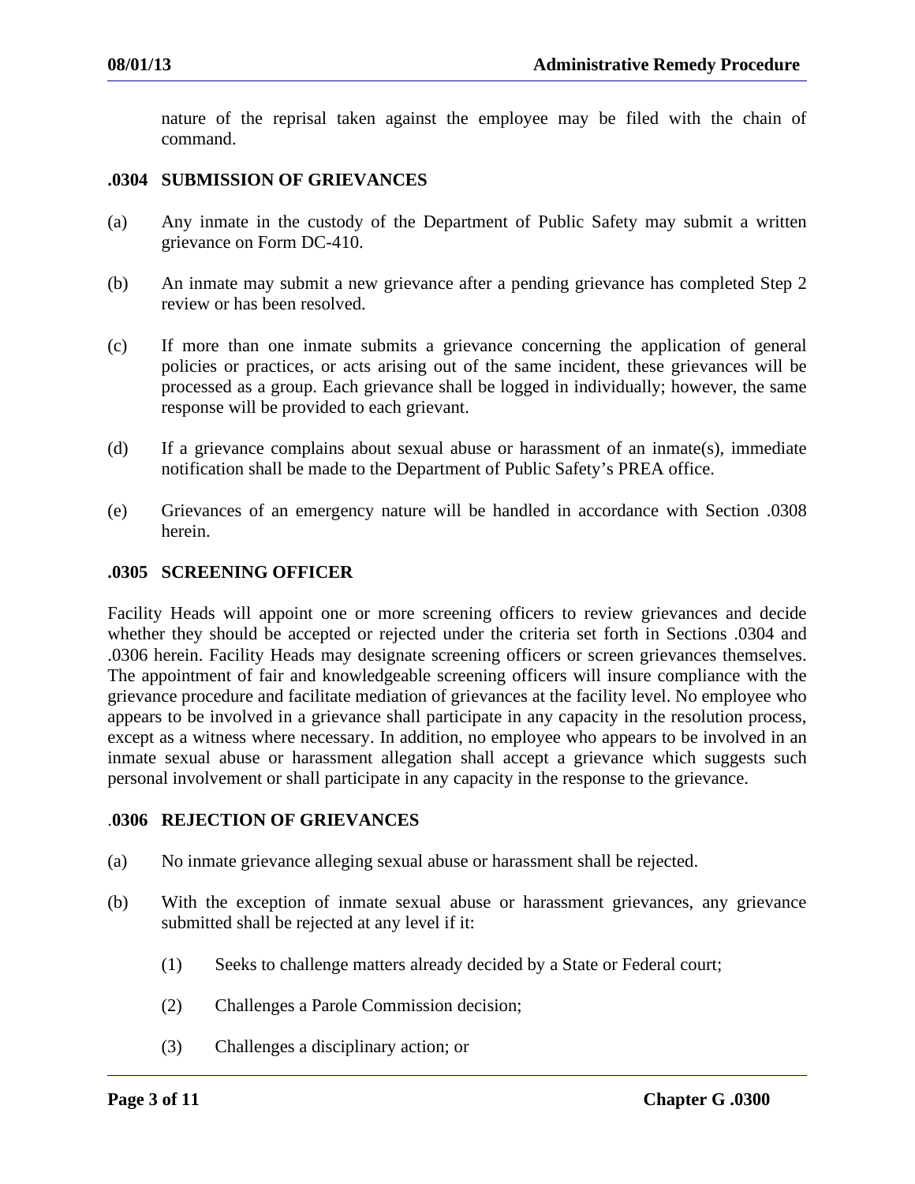nature of the reprisal taken against the employee may be filed with the chain of command.

### .0304 SUBMISSION OF GRIEVANCES

(a) Any inmate in the custody of the Department of Public Safety may submit a written grievance on Form DC-410.

(b) An inmate may submit a new grievance after a pending grievance has completed Step 2 review or has been resolved.

(c) If more than one inmate submits a grievance concerning the application of general policies or practices, or acts arising out of the same incident, these grievances will be processed as a group. Each grievance shall be logged in individually; however, the same response will be provided to each grievant.

(d) If a grievance complains about sexual abuse or harassment of an inmate(s), immediate notification shall be made to the Department of Public Safety's PREA office.

(e) Grievances of an emergency nature will be handled in accordance with Section .0308 herein.

### .0305 SCREENING OFFICER

Facility Heads will appoint one or more screening officers to review grievances and decide whether they should be accepted or rejected under the criteria set forth in Sections .0304 and .0306 herein. Facility Heads may designate screening officers or screen grievances themselves. The appointment of fair and knowledgeable screening officers will insure compliance with the grievance procedure and facilitate mediation of grievances at the facility level. No employee who appears to be involved in a grievance shall participate in any capacity in the resolution process, except as a witness where necessary. In addition, no employee who appears to be involved in an inmate sexual abuse or harassment allegation shall accept a grievance which suggests such personal involvement or shall participate in any capacity in the response to the grievance.

### .0306 REJECTION OF GRIEVANCES

(a) No inmate grievance alleging sexual abuse or harassment shall be rejected.

(b) With the exception of inmate sexual abuse or harassment grievances, any grievance submitted shall be rejected at any level if it:

  (1) Seeks to challenge matters already decided by a State or Federal court;

  (2) Challenges a Parole Commission decision;

  (3) Challenges a disciplinary action; or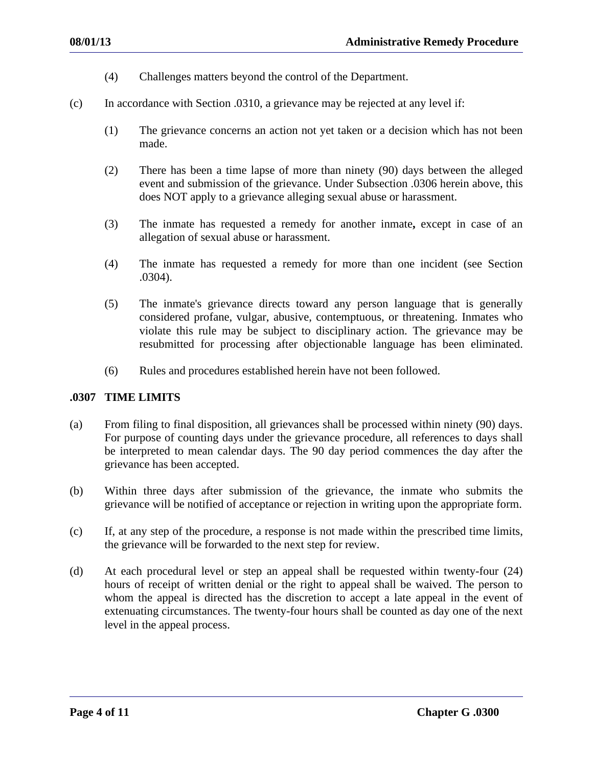(4) Challenges matters beyond the control of the Department.

(c) In accordance with Section .0310, a grievance may be rejected at any level if:

(1) The grievance concerns an action not yet taken or a decision which has not been made.

(2) There has been a time lapse of more than ninety (90) days between the alleged event and submission of the grievance. Under Subsection .0306 herein above, this does NOT apply to a grievance alleging sexual abuse or harassment.

(3) The inmate has requested a remedy for another inmate**,** except in case of an allegation of sexual abuse or harassment.

(4) The inmate has requested a remedy for more than one incident (see Section .0304).

(5) The inmate's grievance directs toward any person language that is generally considered profane, vulgar, abusive, contemptuous, or threatening. Inmates who violate this rule may be subject to disciplinary action. The grievance may be resubmitted for processing after objectionable language has been eliminated.

(6) Rules and procedures established herein have not been followed.

### .0307 TIME LIMITS

(a) From filing to final disposition, all grievances shall be processed within ninety (90) days. For purpose of counting days under the grievance procedure, all references to days shall be interpreted to mean calendar days. The 90 day period commences the day after the grievance has been accepted.

(b) Within three days after submission of the grievance, the inmate who submits the grievance will be notified of acceptance or rejection in writing upon the appropriate form.

(c) If, at any step of the procedure, a response is not made within the prescribed time limits, the grievance will be forwarded to the next step for review.

(d) At each procedural level or step an appeal shall be requested within twenty-four (24) hours of receipt of written denial or the right to appeal shall be waived. The person to whom the appeal is directed has the discretion to accept a late appeal in the event of extenuating circumstances. The twenty-four hours shall be counted as day one of the next level in the appeal process.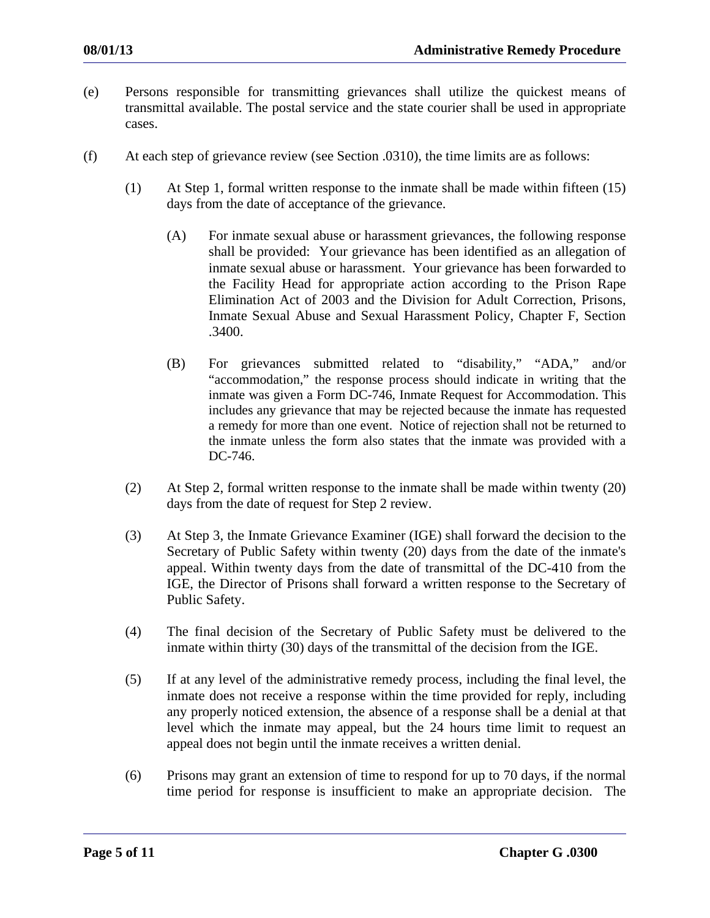(e) Persons responsible for transmitting grievances shall utilize the quickest means of transmittal available. The postal service and the state courier shall be used in appropriate cases.

(f) At each step of grievance review (see Section .0310), the time limits are as follows:

(1) At Step 1, formal written response to the inmate shall be made within fifteen (15) days from the date of acceptance of the grievance.

(A) For inmate sexual abuse or harassment grievances, the following response shall be provided: Your grievance has been identified as an allegation of inmate sexual abuse or harassment. Your grievance has been forwarded to the Facility Head for appropriate action according to the Prison Rape Elimination Act of 2003 and the Division for Adult Correction, Prisons, Inmate Sexual Abuse and Sexual Harassment Policy, Chapter F, Section .3400.

(B) For grievances submitted related to "disability," "ADA," and/or "accommodation," the response process should indicate in writing that the inmate was given a Form DC-746, Inmate Request for Accommodation. This includes any grievance that may be rejected because the inmate has requested a remedy for more than one event. Notice of rejection shall not be returned to the inmate unless the form also states that the inmate was provided with a DC-746.

(2) At Step 2, formal written response to the inmate shall be made within twenty (20) days from the date of request for Step 2 review.

(3) At Step 3, the Inmate Grievance Examiner (IGE) shall forward the decision to the Secretary of Public Safety within twenty (20) days from the date of the inmate's appeal. Within twenty days from the date of transmittal of the DC-410 from the IGE, the Director of Prisons shall forward a written response to the Secretary of Public Safety.

(4) The final decision of the Secretary of Public Safety must be delivered to the inmate within thirty (30) days of the transmittal of the decision from the IGE.

(5) If at any level of the administrative remedy process, including the final level, the inmate does not receive a response within the time provided for reply, including any properly noticed extension, the absence of a response shall be a denial at that level which the inmate may appeal, but the 24 hours time limit to request an appeal does not begin until the inmate receives a written denial.

(6) Prisons may grant an extension of time to respond for up to 70 days, if the normal time period for response is insufficient to make an appropriate decision. The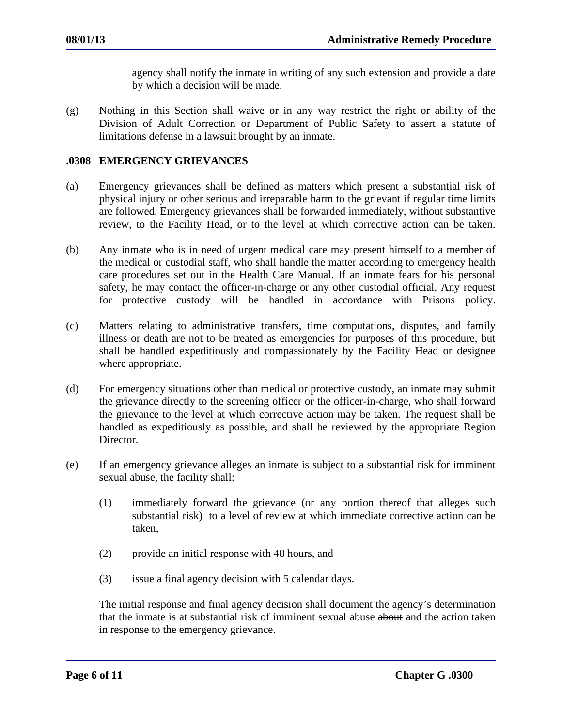agency shall notify the inmate in writing of any such extension and provide a date by which a decision will be made.

(g) Nothing in this Section shall waive or in any way restrict the right or ability of the Division of Adult Correction or Department of Public Safety to assert a statute of limitations defense in a lawsuit brought by an inmate.

## .0308 EMERGENCY GRIEVANCES

(a) Emergency grievances shall be defined as matters which present a substantial risk of physical injury or other serious and irreparable harm to the grievant if regular time limits are followed. Emergency grievances shall be forwarded immediately, without substantive review, to the Facility Head, or to the level at which corrective action can be taken.

(b) Any inmate who is in need of urgent medical care may present himself to a member of the medical or custodial staff, who shall handle the matter according to emergency health care procedures set out in the Health Care Manual. If an inmate fears for his personal safety, he may contact the officer-in-charge or any other custodial official. Any request for protective custody will be handled in accordance with Prisons policy.

(c) Matters relating to administrative transfers, time computations, disputes, and family illness or death are not to be treated as emergencies for purposes of this procedure, but shall be handled expeditiously and compassionately by the Facility Head or designee where appropriate.

(d) For emergency situations other than medical or protective custody, an inmate may submit the grievance directly to the screening officer or the officer-in-charge, who shall forward the grievance to the level at which corrective action may be taken. The request shall be handled as expeditiously as possible, and shall be reviewed by the appropriate Region Director.

(e) If an emergency grievance alleges an inmate is subject to a substantial risk for imminent sexual abuse, the facility shall:

(1) immediately forward the grievance (or any portion thereof that alleges such substantial risk) to a level of review at which immediate corrective action can be taken,

(2) provide an initial response with 48 hours, and

(3) issue a final agency decision with 5 calendar days.

The initial response and final agency decision shall document the agency's determination that the inmate is at substantial risk of imminent sexual abuse ~~about~~ and the action taken in response to the emergency grievance.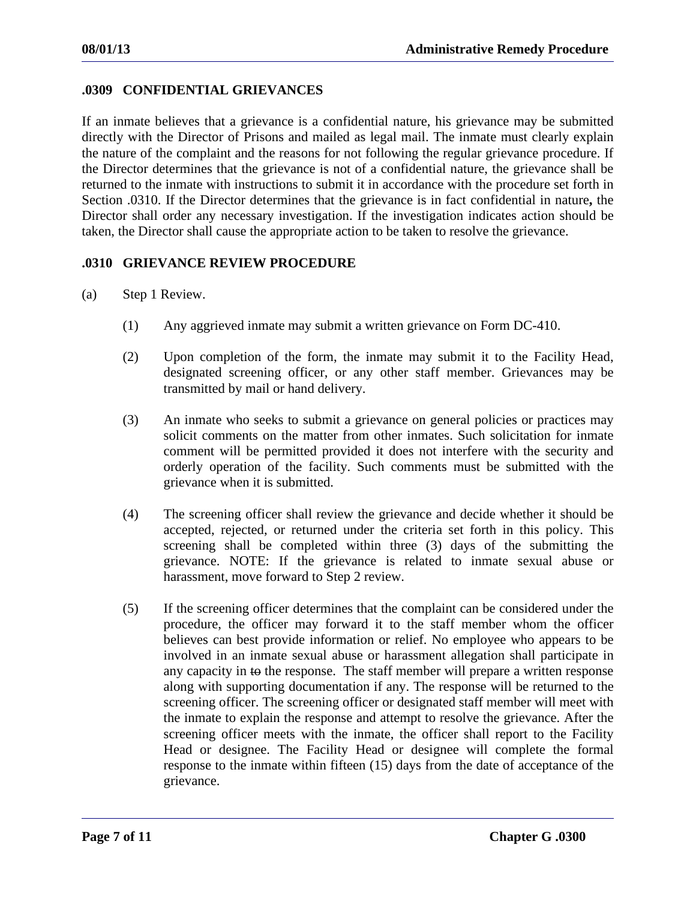## .0309 CONFIDENTIAL GRIEVANCES

If an inmate believes that a grievance is a confidential nature, his grievance may be submitted directly with the Director of Prisons and mailed as legal mail. The inmate must clearly explain the nature of the complaint and the reasons for not following the regular grievance procedure. If the Director determines that the grievance is not of a confidential nature, the grievance shall be returned to the inmate with instructions to submit it in accordance with the procedure set forth in Section .0310. If the Director determines that the grievance is in fact confidential in nature**,** the Director shall order any necessary investigation. If the investigation indicates action should be taken, the Director shall cause the appropriate action to be taken to resolve the grievance.

## .0310 GRIEVANCE REVIEW PROCEDURE

(a) Step 1 Review.

(1) Any aggrieved inmate may submit a written grievance on Form DC-410.

(2) Upon completion of the form, the inmate may submit it to the Facility Head, designated screening officer, or any other staff member. Grievances may be transmitted by mail or hand delivery.

(3) An inmate who seeks to submit a grievance on general policies or practices may solicit comments on the matter from other inmates. Such solicitation for inmate comment will be permitted provided it does not interfere with the security and orderly operation of the facility. Such comments must be submitted with the grievance when it is submitted.

(4) The screening officer shall review the grievance and decide whether it should be accepted, rejected, or returned under the criteria set forth in this policy. This screening shall be completed within three (3) days of the submitting the grievance. NOTE: If the grievance is related to inmate sexual abuse or harassment, move forward to Step 2 review.

(5) If the screening officer determines that the complaint can be considered under the procedure, the officer may forward it to the staff member whom the officer believes can best provide information or relief. No employee who appears to be involved in an inmate sexual abuse or harassment allegation shall participate in any capacity in ~~to~~ the response. The staff member will prepare a written response along with supporting documentation if any. The response will be returned to the screening officer. The screening officer or designated staff member will meet with the inmate to explain the response and attempt to resolve the grievance. After the screening officer meets with the inmate, the officer shall report to the Facility Head or designee. The Facility Head or designee will complete the formal response to the inmate within fifteen (15) days from the date of acceptance of the grievance.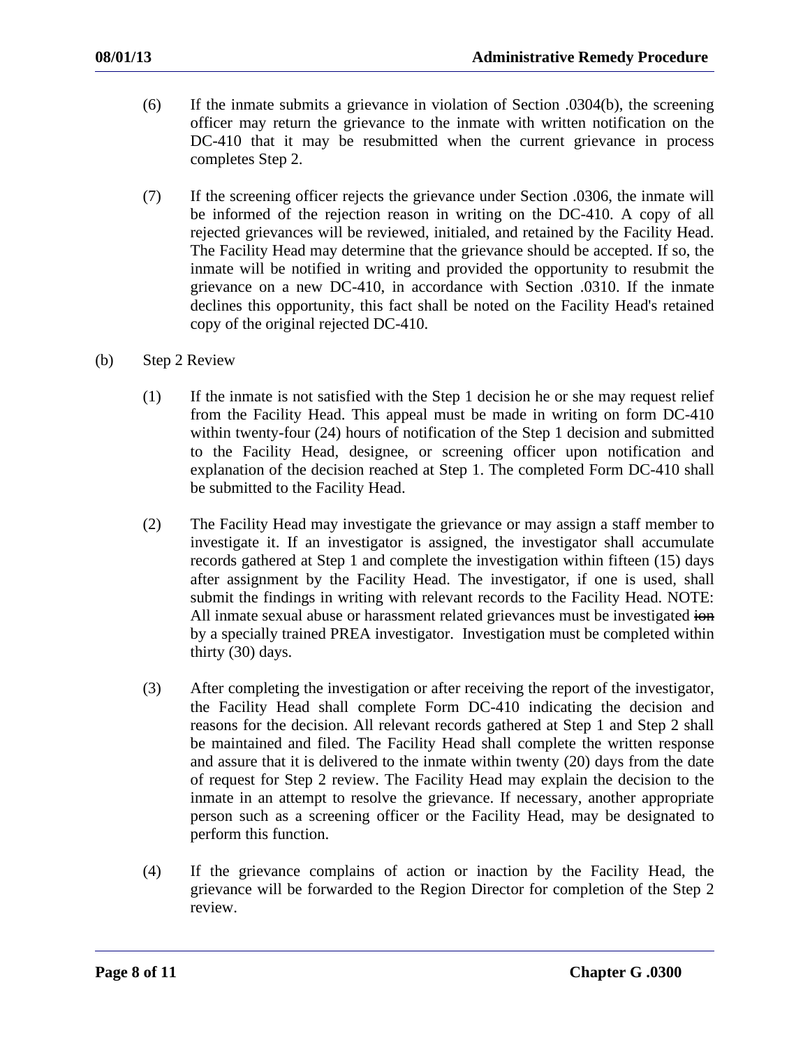(6) If the inmate submits a grievance in violation of Section .0304(b), the screening officer may return the grievance to the inmate with written notification on the DC-410 that it may be resubmitted when the current grievance in process completes Step 2.

(7) If the screening officer rejects the grievance under Section .0306, the inmate will be informed of the rejection reason in writing on the DC-410. A copy of all rejected grievances will be reviewed, initialed, and retained by the Facility Head. The Facility Head may determine that the grievance should be accepted. If so, the inmate will be notified in writing and provided the opportunity to resubmit the grievance on a new DC-410, in accordance with Section .0310. If the inmate declines this opportunity, this fact shall be noted on the Facility Head's retained copy of the original rejected DC-410.

(b) Step 2 Review

(1) If the inmate is not satisfied with the Step 1 decision he or she may request relief from the Facility Head. This appeal must be made in writing on form DC-410 within twenty-four (24) hours of notification of the Step 1 decision and submitted to the Facility Head, designee, or screening officer upon notification and explanation of the decision reached at Step 1. The completed Form DC-410 shall be submitted to the Facility Head.

(2) The Facility Head may investigate the grievance or may assign a staff member to investigate it. If an investigator is assigned, the investigator shall accumulate records gathered at Step 1 and complete the investigation within fifteen (15) days after assignment by the Facility Head. The investigator, if one is used, shall submit the findings in writing with relevant records to the Facility Head. NOTE: All inmate sexual abuse or harassment related grievances must be investigated ~~ion~~ by a specially trained PREA investigator. Investigation must be completed within thirty (30) days.

(3) After completing the investigation or after receiving the report of the investigator, the Facility Head shall complete Form DC-410 indicating the decision and reasons for the decision. All relevant records gathered at Step 1 and Step 2 shall be maintained and filed. The Facility Head shall complete the written response and assure that it is delivered to the inmate within twenty (20) days from the date of request for Step 2 review. The Facility Head may explain the decision to the inmate in an attempt to resolve the grievance. If necessary, another appropriate person such as a screening officer or the Facility Head, may be designated to perform this function.

(4) If the grievance complains of action or inaction by the Facility Head, the grievance will be forwarded to the Region Director for completion of the Step 2 review.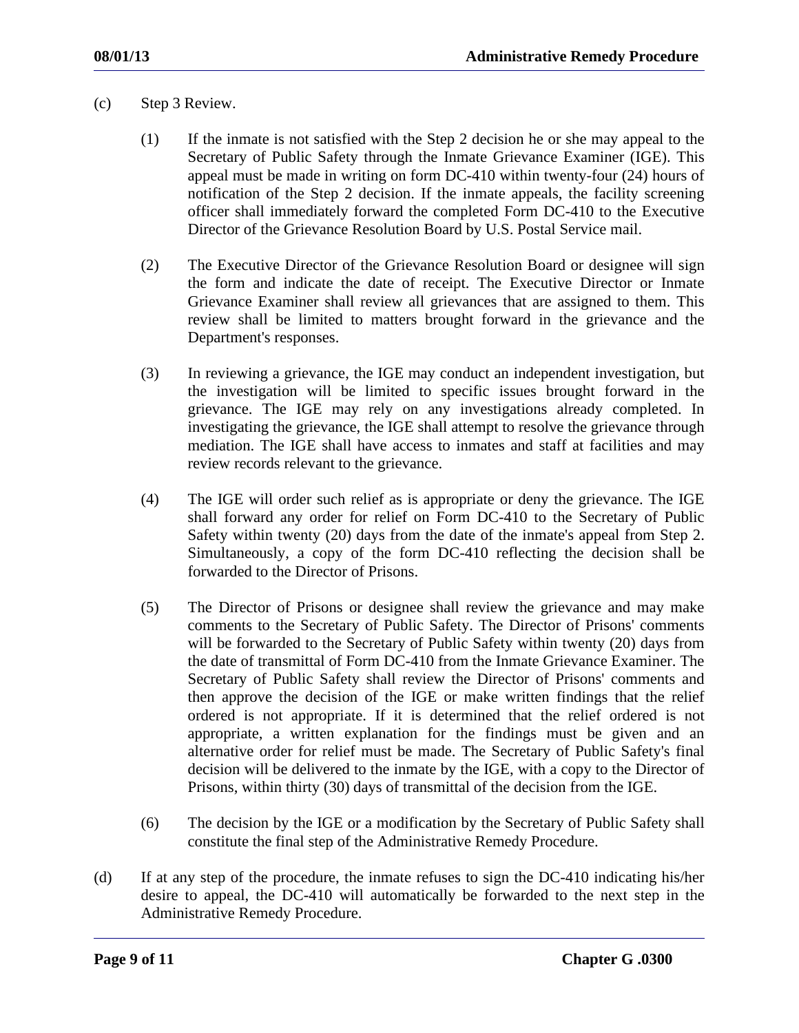(c) Step 3 Review.

(1) If the inmate is not satisfied with the Step 2 decision he or she may appeal to the Secretary of Public Safety through the Inmate Grievance Examiner (IGE). This appeal must be made in writing on form DC-410 within twenty-four (24) hours of notification of the Step 2 decision. If the inmate appeals, the facility screening officer shall immediately forward the completed Form DC-410 to the Executive Director of the Grievance Resolution Board by U.S. Postal Service mail.

(2) The Executive Director of the Grievance Resolution Board or designee will sign the form and indicate the date of receipt. The Executive Director or Inmate Grievance Examiner shall review all grievances that are assigned to them. This review shall be limited to matters brought forward in the grievance and the Department's responses.

(3) In reviewing a grievance, the IGE may conduct an independent investigation, but the investigation will be limited to specific issues brought forward in the grievance. The IGE may rely on any investigations already completed. In investigating the grievance, the IGE shall attempt to resolve the grievance through mediation. The IGE shall have access to inmates and staff at facilities and may review records relevant to the grievance.

(4) The IGE will order such relief as is appropriate or deny the grievance. The IGE shall forward any order for relief on Form DC-410 to the Secretary of Public Safety within twenty (20) days from the date of the inmate's appeal from Step 2. Simultaneously, a copy of the form DC-410 reflecting the decision shall be forwarded to the Director of Prisons.

(5) The Director of Prisons or designee shall review the grievance and may make comments to the Secretary of Public Safety. The Director of Prisons' comments will be forwarded to the Secretary of Public Safety within twenty (20) days from the date of transmittal of Form DC-410 from the Inmate Grievance Examiner. The Secretary of Public Safety shall review the Director of Prisons' comments and then approve the decision of the IGE or make written findings that the relief ordered is not appropriate. If it is determined that the relief ordered is not appropriate, a written explanation for the findings must be given and an alternative order for relief must be made. The Secretary of Public Safety's final decision will be delivered to the inmate by the IGE, with a copy to the Director of Prisons, within thirty (30) days of transmittal of the decision from the IGE.

(6) The decision by the IGE or a modification by the Secretary of Public Safety shall constitute the final step of the Administrative Remedy Procedure.

(d) If at any step of the procedure, the inmate refuses to sign the DC-410 indicating his/her desire to appeal, the DC-410 will automatically be forwarded to the next step in the Administrative Remedy Procedure.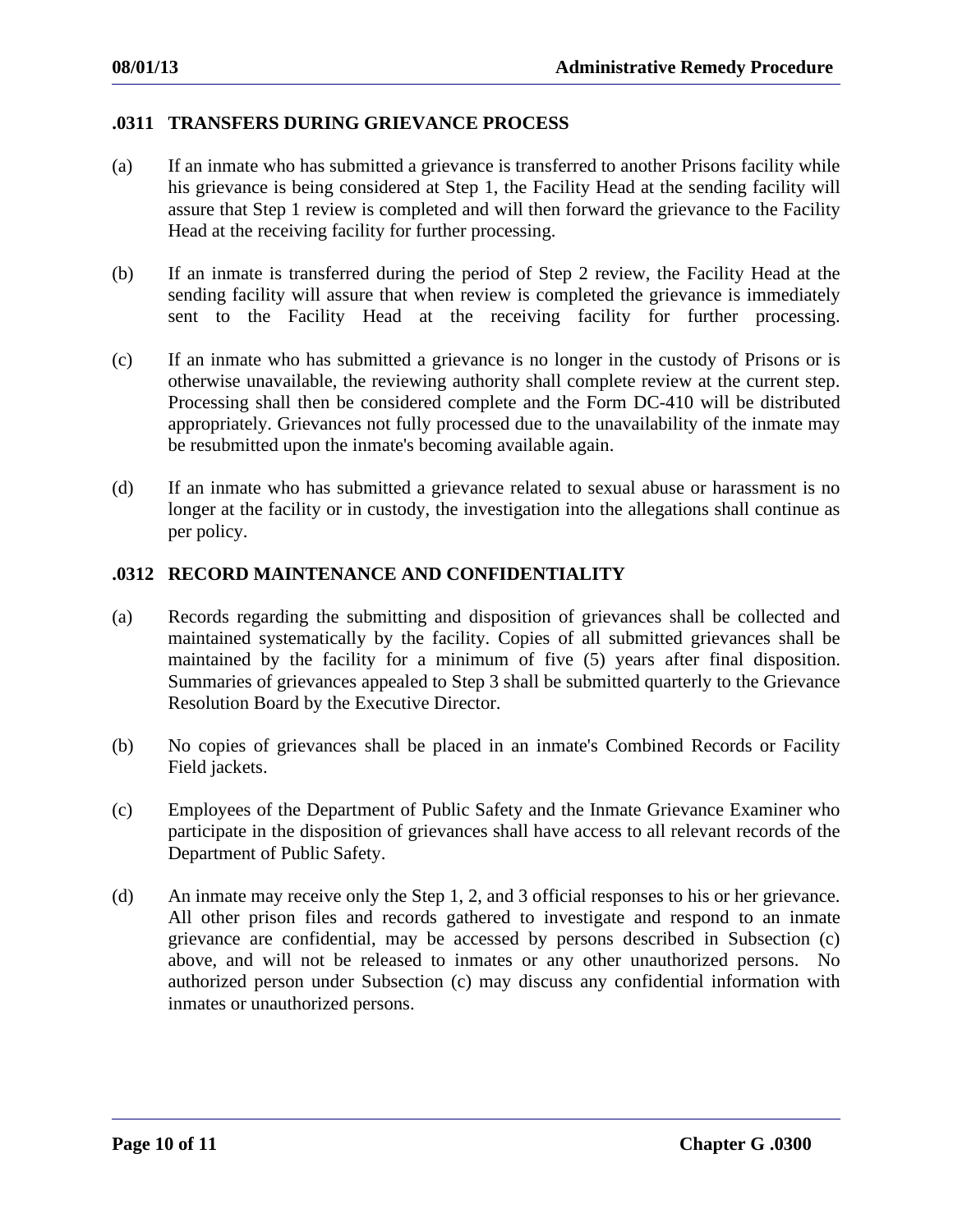## .0311 TRANSFERS DURING GRIEVANCE PROCESS

(a) If an inmate who has submitted a grievance is transferred to another Prisons facility while his grievance is being considered at Step 1, the Facility Head at the sending facility will assure that Step 1 review is completed and will then forward the grievance to the Facility Head at the receiving facility for further processing.

(b) If an inmate is transferred during the period of Step 2 review, the Facility Head at the sending facility will assure that when review is completed the grievance is immediately sent to the Facility Head at the receiving facility for further processing.

(c) If an inmate who has submitted a grievance is no longer in the custody of Prisons or is otherwise unavailable, the reviewing authority shall complete review at the current step. Processing shall then be considered complete and the Form DC-410 will be distributed appropriately. Grievances not fully processed due to the unavailability of the inmate may be resubmitted upon the inmate's becoming available again.

(d) If an inmate who has submitted a grievance related to sexual abuse or harassment is no longer at the facility or in custody, the investigation into the allegations shall continue as per policy.

## .0312 RECORD MAINTENANCE AND CONFIDENTIALITY

(a) Records regarding the submitting and disposition of grievances shall be collected and maintained systematically by the facility. Copies of all submitted grievances shall be maintained by the facility for a minimum of five (5) years after final disposition. Summaries of grievances appealed to Step 3 shall be submitted quarterly to the Grievance Resolution Board by the Executive Director.

(b) No copies of grievances shall be placed in an inmate's Combined Records or Facility Field jackets.

(c) Employees of the Department of Public Safety and the Inmate Grievance Examiner who participate in the disposition of grievances shall have access to all relevant records of the Department of Public Safety.

(d) An inmate may receive only the Step 1, 2, and 3 official responses to his or her grievance. All other prison files and records gathered to investigate and respond to an inmate grievance are confidential, may be accessed by persons described in Subsection (c) above, and will not be released to inmates or any other unauthorized persons. No authorized person under Subsection (c) may discuss any confidential information with inmates or unauthorized persons.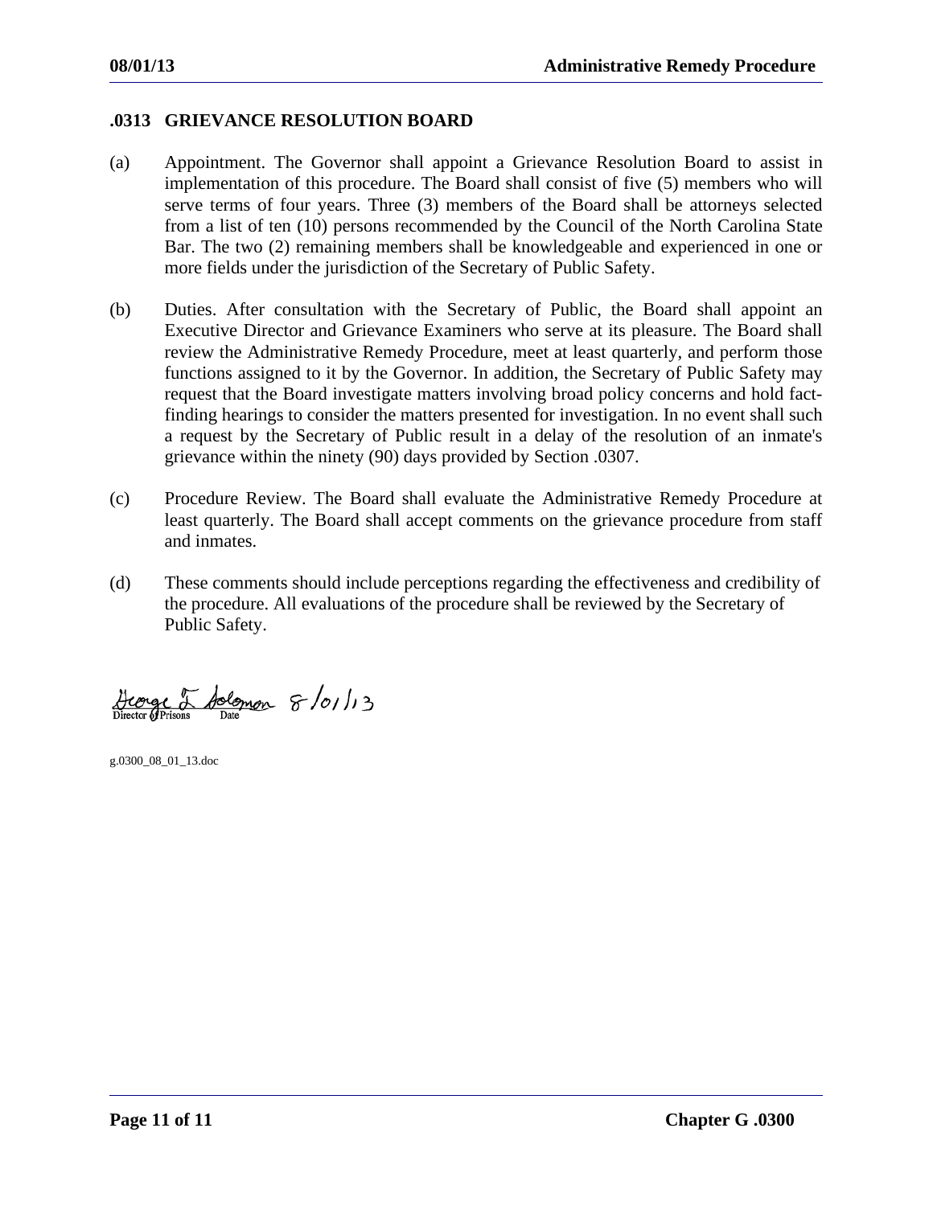## .0313 GRIEVANCE RESOLUTION BOARD

(a) Appointment. The Governor shall appoint a Grievance Resolution Board to assist in implementation of this procedure. The Board shall consist of five (5) members who will serve terms of four years. Three (3) members of the Board shall be attorneys selected from a list of ten (10) persons recommended by the Council of the North Carolina State Bar. The two (2) remaining members shall be knowledgeable and experienced in one or more fields under the jurisdiction of the Secretary of Public Safety.

(b) Duties. After consultation with the Secretary of Public, the Board shall appoint an Executive Director and Grievance Examiners who serve at its pleasure. The Board shall review the Administrative Remedy Procedure, meet at least quarterly, and perform those functions assigned to it by the Governor. In addition, the Secretary of Public Safety may request that the Board investigate matters involving broad policy concerns and hold fact-finding hearings to consider the matters presented for investigation. In no event shall such a request by the Secretary of Public result in a delay of the resolution of an inmate's grievance within the ninety (90) days provided by Section .0307.

(c) Procedure Review. The Board shall evaluate the Administrative Remedy Procedure at least quarterly. The Board shall accept comments on the grievance procedure from staff and inmates.

(d) These comments should include perceptions regarding the effectiveness and credibility of the procedure. All evaluations of the procedure shall be reviewed by the Secretary of Public Safety.

George T. Solomon 8/01/13
Director of Prisons Date

g.0300_08_01_13.doc